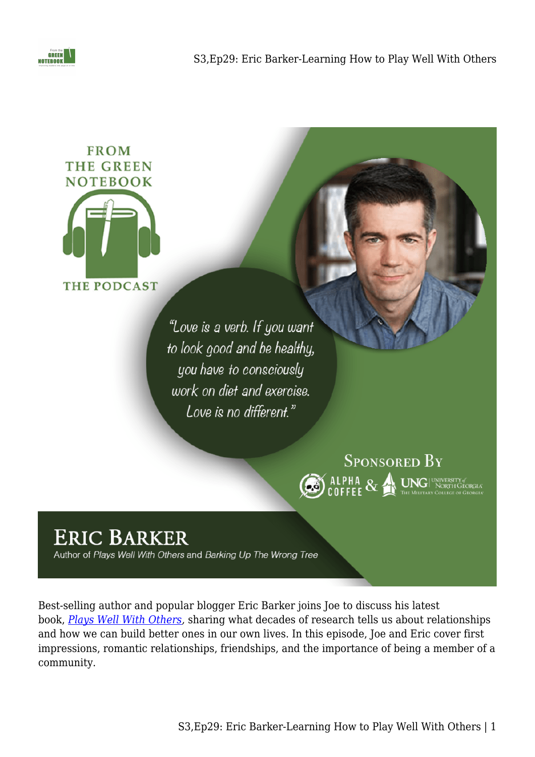FROM THE GREEN NOTEBOOK

THE PODCAST

"Love is a verb. If you want to look good and be healthy, you have to consciously work on diet and exercise. Love is no different."

SPONSORED BY

ALPHA COFFEE & UNG UNIVERSITY of NORTH GEORGIA THE MILITARY COLLEGE OF GEORGIA

# ERIC BARKER

Author of *Plays Well With Others* and *Barking Up The Wrong Tree*

Best-selling author and popular blogger Eric Barker joins Joe to discuss his latest book, *Plays Well With Others*, sharing what decades of research tells us about relationships and how we can build better ones in our own lives. In this episode, Joe and Eric cover first impressions, romantic relationships, friendships, and the importance of being a member of a community.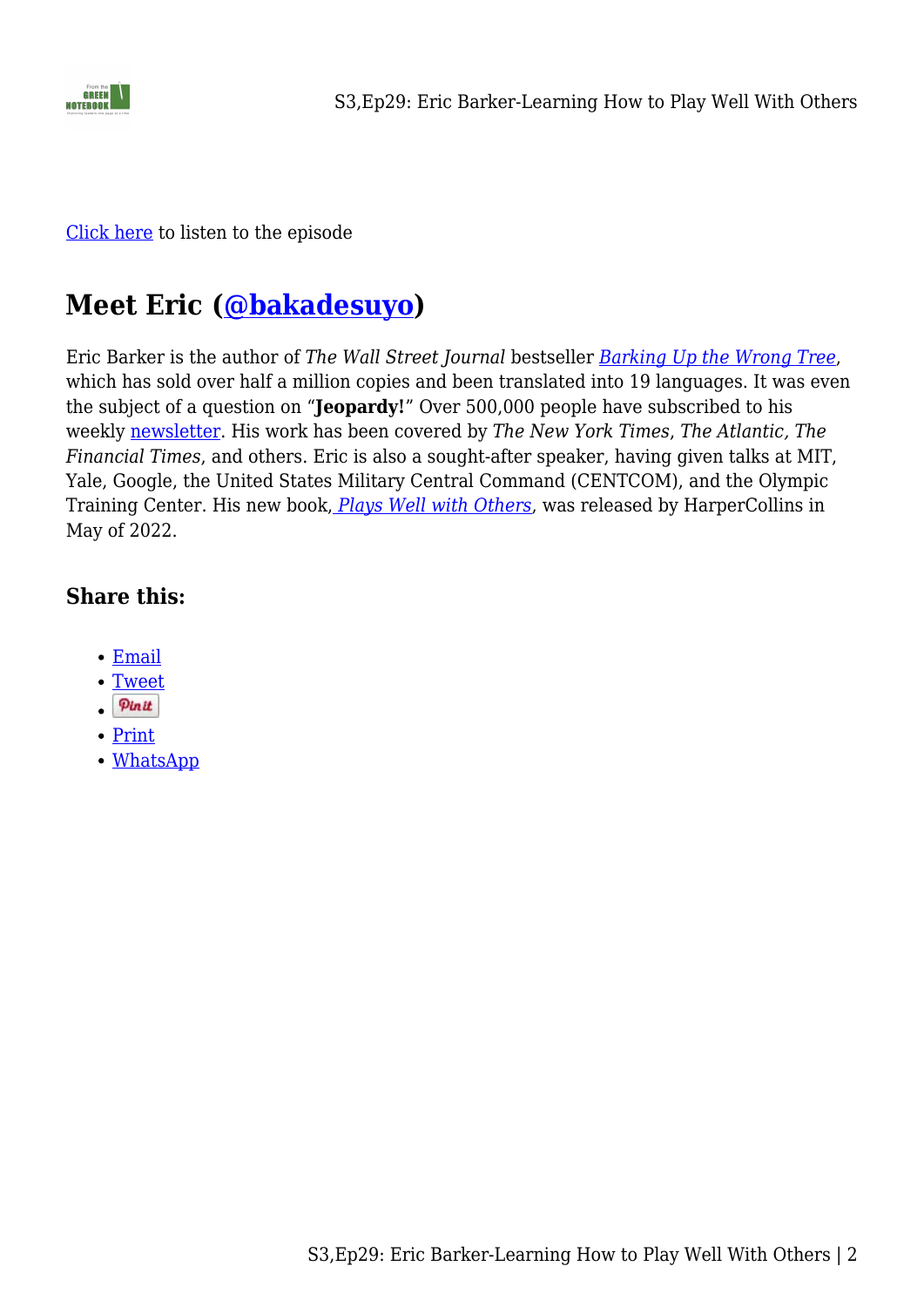[Click here](#) to listen to the episode

## Meet Eric ([@bakadesuyo](#))

Eric Barker is the author of *The Wall Street Journal* bestseller [*Barking Up the Wrong Tree*](#), which has sold over half a million copies and been translated into 19 languages. It was even the subject of a question on "**Jeopardy!**" Over 500,000 people have subscribed to his weekly [newsletter](#). His work has been covered by *The New York Times*, *The Atlantic, The Financial Times*, and others. Eric is also a sought-after speaker, having given talks at MIT, Yale, Google, the United States Military Central Command (CENTCOM), and the Olympic Training Center. His new book, [*Plays Well with Others*](#), was released by HarperCollins in May of 2022.

### Share this:

- [Email](#)
- [Tweet](#)
- Pin it
- [Print](#)
- [WhatsApp](#)